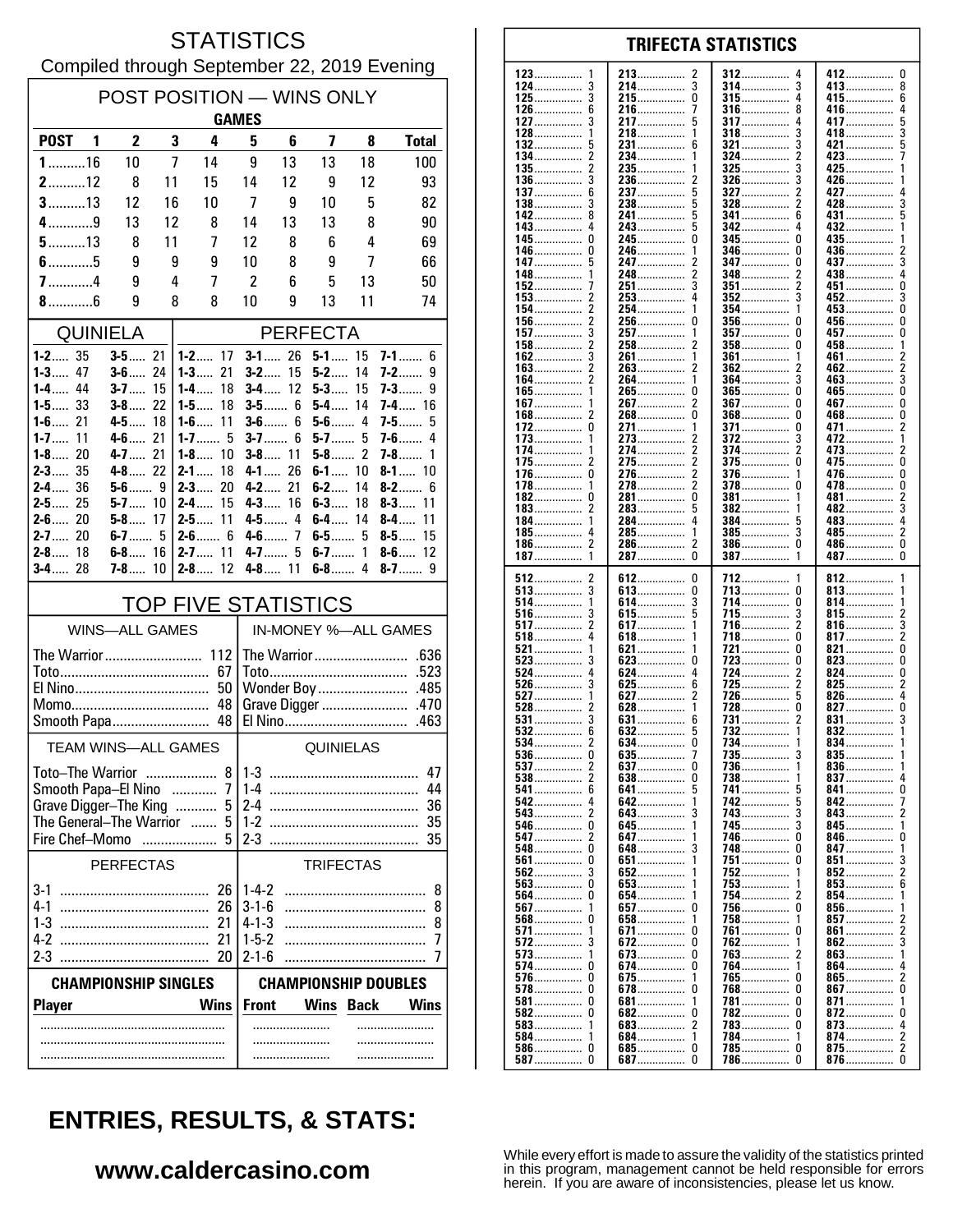# STATISTICS

Compiled through September 22, 2019 Evening

## POST POSITION — WINS ONLY

| POST | GAMES 1 | 2 | 3 | 4 | 5 | 6 | 7 | 8 | Total |
|---|---|---|---|---|---|---|---|---|---|
| 1 | 16 | 10 | 7 | 14 | 9 | 13 | 13 | 18 | 100 |
| 2 | 12 | 8 | 11 | 15 | 14 | 12 | 9 | 12 | 93 |
| 3 | 13 | 12 | 16 | 10 | 7 | 9 | 10 | 5 | 82 |
| 4 | 9 | 13 | 12 | 8 | 14 | 13 | 13 | 8 | 90 |
| 5 | 13 | 8 | 11 | 7 | 12 | 8 | 6 | 4 | 69 |
| 6 | 5 | 9 | 9 | 9 | 10 | 8 | 9 | 7 | 66 |
| 7 | 4 | 9 | 4 | 7 | 2 | 6 | 5 | 13 | 50 |
| 8 | 6 | 9 | 8 | 8 | 10 | 9 | 13 | 11 | 74 |

## QUINIELA

| | | | |
|---|---|---|---|
| 1-2 | 35 | 3-5 | 21 |
| 1-3 | 47 | 3-6 | 24 |
| 1-4 | 44 | 3-7 | 15 |
| 1-5 | 33 | 3-8 | 22 |
| 1-6 | 21 | 4-5 | 18 |
| 1-7 | 11 | 4-6 | 21 |
| 1-8 | 20 | 4-7 | 21 |
| 2-3 | 35 | 4-8 | 22 |
| 2-4 | 36 | 5-6 | 9 |
| 2-5 | 25 | 5-7 | 10 |
| 2-6 | 20 | 5-8 | 17 |
| 2-7 | 20 | 6-7 | 5 |
| 2-8 | 18 | 6-8 | 16 |
| 3-4 | 28 | 7-8 | 10 |

## PERFECTA

| | | | | | | | |
|---|---|---|---|---|---|---|---|
| 1-2 | 17 | 3-1 | 26 | 5-1 | 15 | 7-1 | 6 |
| 1-3 | 21 | 3-2 | 15 | 5-2 | 14 | 7-2 | 9 |
| 1-4 | 18 | 3-4 | 12 | 5-3 | 15 | 7-3 | 9 |
| 1-5 | 18 | 3-5 | 6 | 5-4 | 14 | 7-4 | 16 |
| 1-6 | 11 | 3-6 | 6 | 5-6 | 4 | 7-5 | 5 |
| 1-7 | 5 | 3-7 | 6 | 5-7 | 5 | 7-6 | 4 |
| 1-8 | 10 | 3-8 | 11 | 5-8 | 2 | 7-8 | 1 |
| 2-1 | 18 | 4-1 | 26 | 6-1 | 10 | 8-1 | 10 |
| 2-3 | 20 | 4-2 | 21 | 6-2 | 14 | 8-2 | 6 |
| 2-4 | 15 | 4-3 | 16 | 6-3 | 18 | 8-3 | 11 |
| 2-5 | 11 | 4-5 | 4 | 6-4 | 14 | 8-4 | 11 |
| 2-6 | 6 | 4-6 | 7 | 6-5 | 5 | 8-5 | 15 |
| 2-7 | 11 | 4-7 | 5 | 6-7 | 1 | 8-6 | 12 |
| 2-8 | 12 | 4-8 | 11 | 6-8 | 4 | 8-7 | 9 |

## TOP FIVE STATISTICS

| WINS—ALL GAMES | | IN-MONEY %—ALL GAMES | |
|---|---|---|---|
| The Warrior | 112 | The Warrior | .636 |
| Toto | 67 | Toto | .523 |
| El Nino | 50 | Wonder Boy | .485 |
| Momo | 48 | Grave Digger | .470 |
| Smooth Papa | 48 | El Nino | .463 |

| TEAM WINS—ALL GAMES | | QUINIELAS | |
|---|---|---|---|
| Toto–The Warrior | 8 | 1-3 | 47 |
| Smooth Papa–El Nino | 7 | 1-4 | 44 |
| Grave Digger–The King | 5 | 2-4 | 36 |
| The General–The Warrior | 5 | 1-2 | 35 |
| Fire Chef–Momo | 5 | 2-3 | 35 |

| PERFECTAS | | TRIFECTAS | |
|---|---|---|---|
| 3-1 | 26 | 1-4-2 | 8 |
| 4-1 | 26 | 3-1-6 | 8 |
| 1-3 | 21 | 4-1-3 | 8 |
| 4-2 | 21 | 1-5-2 | 7 |
| 2-3 | 20 | 2-1-6 | 7 |

| CHAMPIONSHIP SINGLES | | CHAMPIONSHIP DOUBLES | | | |
|---|---|---|---|---|---|
| Player | Wins | Front | Wins | Back | Wins |
| | | | | | |
| | | | | | |
| | | | | | |

## TRIFECTA STATISTICS

| | | | | | | | |
|---|---|---|---|---|---|---|---|
| 123 | 1 | 213 | 2 | 312 | 4 | 412 | 0 |
| 124 | 3 | 214 | 3 | 314 | 3 | 413 | 8 |
| 125 | 3 | 215 | 0 | 315 | 4 | 415 | 6 |
| 126 | 6 | 216 | 7 | 316 | 8 | 416 | 4 |
| 127 | 3 | 217 | 5 | 317 | 4 | 417 | 5 |
| 128 | 1 | 218 | 1 | 318 | 3 | 418 | 3 |
| 132 | 5 | 231 | 6 | 321 | 3 | 421 | 5 |
| 134 | 2 | 234 | 1 | 324 | 2 | 423 | 7 |
| 135 | 2 | 235 | 1 | 325 | 3 | 425 | 1 |
| 136 | 3 | 236 | 2 | 326 | 3 | 426 | 1 |
| 137 | 6 | 237 | 5 | 327 | 2 | 427 | 4 |
| 138 | 3 | 238 | 5 | 328 | 2 | 428 | 3 |
| 142 | 8 | 241 | 5 | 341 | 6 | 431 | 5 |
| 143 | 4 | 243 | 5 | 342 | 4 | 432 | 1 |
| 145 | 0 | 245 | 0 | 345 | 0 | 435 | 1 |
| 146 | 0 | 246 | 1 | 346 | 0 | 436 | 2 |
| 147 | 5 | 247 | 2 | 347 | 0 | 437 | 3 |
| 148 | 1 | 248 | 2 | 348 | 2 | 438 | 4 |
| 152 | 7 | 251 | 3 | 351 | 2 | 451 | 0 |
| 153 | 2 | 253 | 4 | 352 | 3 | 452 | 3 |
| 154 | 2 | 254 | 1 | 354 | 1 | 453 | 0 |
| 156 | 2 | 256 | 0 | 356 | 0 | 456 | 0 |
| 157 | 3 | 257 | 1 | 357 | 0 | 457 | 0 |
| 158 | 2 | 258 | 2 | 358 | 0 | 458 | 1 |
| 162 | 3 | 261 | 1 | 361 | 1 | 461 | 2 |
| 163 | 2 | 263 | 2 | 362 | 2 | 462 | 2 |
| 164 | 2 | 264 | 1 | 364 | 3 | 463 | 3 |
| 165 | 1 | 265 | 0 | 365 | 0 | 465 | 0 |
| 167 | 1 | 267 | 2 | 367 | 0 | 467 | 0 |
| 168 | 2 | 268 | 0 | 368 | 0 | 468 | 0 |
| 172 | 0 | 271 | 1 | 371 | 0 | 471 | 2 |
| 173 | 1 | 273 | 2 | 372 | 3 | 472 | 1 |
| 174 | 1 | 274 | 2 | 374 | 2 | 473 | 2 |
| 175 | 2 | 275 | 2 | 375 | 0 | 475 | 0 |
| 176 | 0 | 276 | 2 | 376 | 1 | 476 | 0 |
| 178 | 1 | 278 | 2 | 378 | 0 | 478 | 0 |
| 182 | 0 | 281 | 0 | 381 | 1 | 481 | 2 |
| 183 | 2 | 283 | 5 | 382 | 1 | 482 | 3 |
| 184 | 1 | 284 | 4 | 384 | 5 | 483 | 4 |
| 185 | 4 | 285 | 1 | 385 | 3 | 485 | 2 |
| 186 | 2 | 286 | 2 | 386 | 0 | 486 | 0 |
| 187 | 1 | 287 | 0 | 387 | 1 | 487 | 0 |
| 512 | 2 | 612 | 0 | 712 | 1 | 812 | 1 |
| 513 | 3 | 613 | 0 | 713 | 0 | 813 | 1 |
| 514 | 1 | 614 | 3 | 714 | 0 | 814 | 1 |
| 516 | 3 | 615 | 5 | 715 | 3 | 815 | 2 |
| 517 | 2 | 617 | 1 | 716 | 2 | 816 | 3 |
| 518 | 4 | 618 | 1 | 718 | 0 | 817 | 2 |
| 521 | 1 | 621 | 1 | 721 | 0 | 821 | 0 |
| 523 | 3 | 623 | 0 | 723 | 0 | 823 | 0 |
| 524 | 4 | 624 | 4 | 724 | 2 | 824 | 0 |
| 526 | 3 | 625 | 6 | 725 | 2 | 825 | 2 |
| 527 | 1 | 627 | 2 | 726 | 5 | 826 | 4 |
| 528 | 2 | 628 | 1 | 728 | 0 | 827 | 0 |
| 531 | 3 | 631 | 6 | 731 | 2 | 831 | 3 |
| 532 | 6 | 632 | 5 | 732 | 1 | 832 | 1 |
| 534 | 2 | 634 | 0 | 734 | 1 | 834 | 1 |
| 536 | 0 | 635 | 7 | 735 | 3 | 835 | 1 |
| 537 | 2 | 637 | 0 | 736 | 1 | 836 | 1 |
| 538 | 2 | 638 | 0 | 738 | 1 | 837 | 4 |
| 541 | 6 | 641 | 5 | 741 | 5 | 841 | 0 |
| 542 | 4 | 642 | 1 | 742 | 5 | 842 | 7 |
| 543 | 2 | 643 | 3 | 743 | 3 | 843 | 2 |
| 546 | 0 | 645 | 1 | 745 | 3 | 845 | 1 |
| 547 | 2 | 647 | 1 | 746 | 0 | 846 | 0 |
| 548 | 0 | 648 | 3 | 748 | 0 | 847 | 1 |
| 561 | 0 | 651 | 1 | 751 | 0 | 851 | 3 |
| 562 | 3 | 652 | 1 | 752 | 1 | 852 | 2 |
| 563 | 0 | 653 | 1 | 753 | 1 | 853 | 6 |
| 564 | 0 | 654 | 1 | 754 | 2 | 854 | 1 |
| 567 | 1 | 657 | 0 | 756 | 0 | 856 | 1 |
| 568 | 0 | 658 | 1 | 758 | 1 | 857 | 2 |
| 571 | 1 | 671 | 0 | 761 | 0 | 861 | 2 |
| 572 | 3 | 672 | 0 | 762 | 1 | 862 | 3 |
| 573 | 1 | 673 | 0 | 763 | 2 | 863 | 1 |
| 574 | 0 | 674 | 0 | 764 | 1 | 864 | 4 |
| 576 | 0 | 675 | 1 | 765 | 0 | 865 | 2 |
| 578 | 0 | 678 | 0 | 768 | 0 | 867 | 0 |
| 581 | 0 | 681 | 1 | 781 | 0 | 871 | 1 |
| 582 | 0 | 682 | 0 | 782 | 0 | 872 | 0 |
| 583 | 1 | 683 | 2 | 783 | 0 | 873 | 4 |
| 584 | 1 | 684 | 1 | 784 | 1 | 874 | 2 |
| 586 | 0 | 685 | 0 | 785 | 0 | 875 | 2 |
| 587 | 0 | 687 | 0 | 786 | 0 | 876 | 0 |

## ENTRIES, RESULTS, & STATS:

**www.caldercasino.com**

While every effort is made to assure the validity of the statistics printed in this program, management cannot be held responsible for errors herein. If you are aware of inconsistencies, please let us know.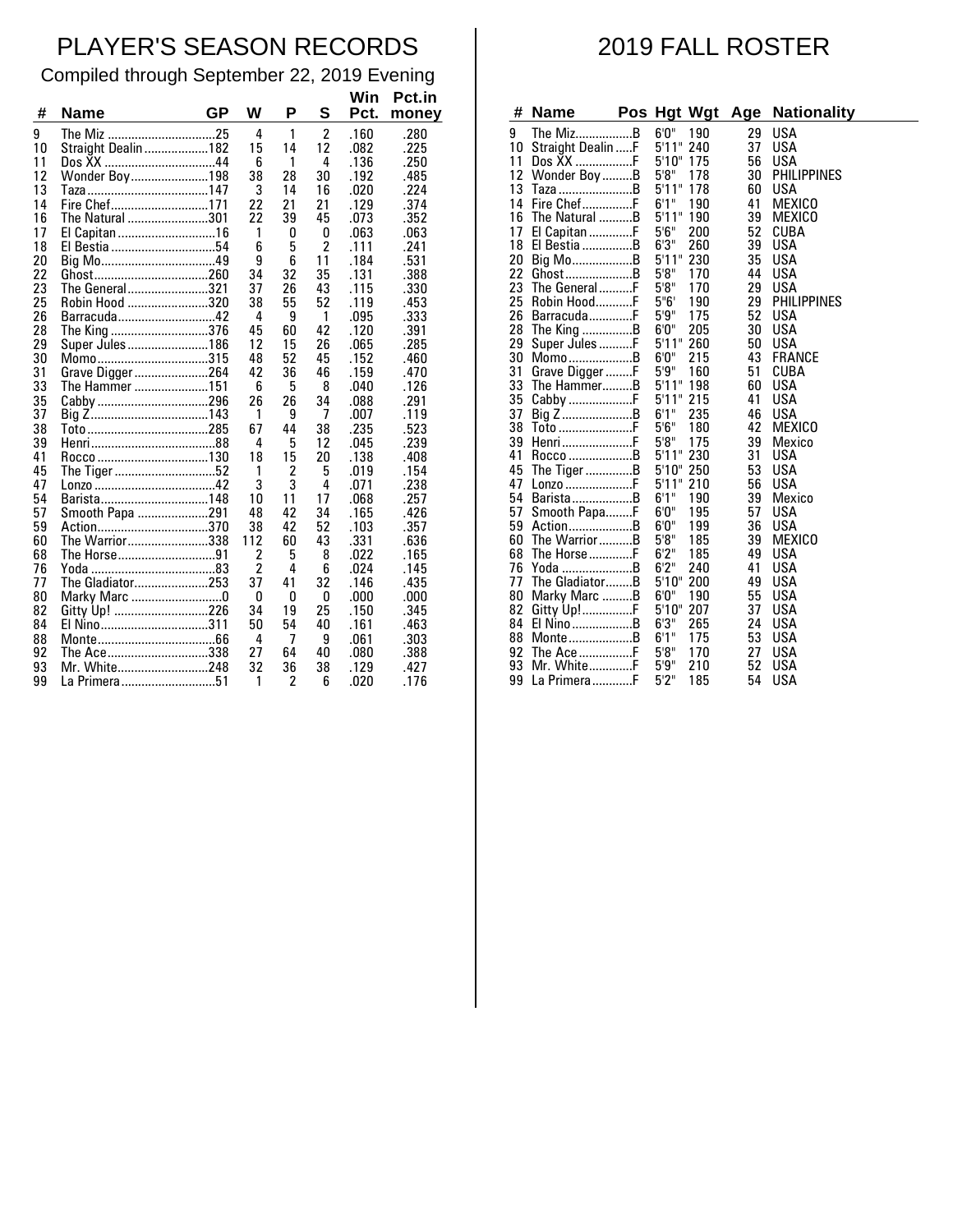# PLAYER'S SEASON RECORDS

Compiled through September 22, 2019 Evening

| # | Name | GP | W | P | S | Win Pct. | Pct.in money |
|---|---|---|---|---|---|---|---|
| 9 | The Miz | 25 | 4 | 1 | 2 | .160 | .280 |
| 10 | Straight Dealin | 182 | 15 | 14 | 12 | .082 | .225 |
| 11 | Dos XX | 44 | 6 | 1 | 4 | .136 | .250 |
| 12 | Wonder Boy | 198 | 38 | 28 | 30 | .192 | .485 |
| 13 | Taza | 147 | 3 | 14 | 16 | .020 | .224 |
| 14 | Fire Chef | 171 | 22 | 21 | 21 | .129 | .374 |
| 16 | The Natural | 301 | 22 | 39 | 45 | .073 | .352 |
| 17 | El Capitan | 16 | 1 | 0 | 0 | .063 | .063 |
| 18 | El Bestia | 54 | 6 | 5 | 2 | .111 | .241 |
| 20 | Big Mo | 49 | 9 | 6 | 11 | .184 | .531 |
| 22 | Ghost | 260 | 34 | 32 | 35 | .131 | .388 |
| 23 | The General | 321 | 37 | 26 | 43 | .115 | .330 |
| 25 | Robin Hood | 320 | 38 | 55 | 52 | .119 | .453 |
| 26 | Barracuda | 42 | 4 | 9 | 1 | .095 | .333 |
| 28 | The King | 376 | 45 | 60 | 42 | .120 | .391 |
| 29 | Super Jules | 186 | 12 | 15 | 26 | .065 | .285 |
| 30 | Momo | 315 | 48 | 52 | 45 | .152 | .460 |
| 31 | Grave Digger | 264 | 42 | 36 | 46 | .159 | .470 |
| 33 | The Hammer | 151 | 6 | 5 | 8 | .040 | .126 |
| 35 | Cabby | 296 | 26 | 26 | 34 | .088 | .291 |
| 37 | Big Z | 143 | 1 | 9 | 7 | .007 | .119 |
| 38 | Toto | 285 | 67 | 44 | 38 | .235 | .523 |
| 39 | Henri | 88 | 4 | 5 | 12 | .045 | .239 |
| 41 | Rocco | 130 | 18 | 15 | 20 | .138 | .408 |
| 45 | The Tiger | 52 | 1 | 2 | 5 | .019 | .154 |
| 47 | Lonzo | 42 | 3 | 3 | 4 | .071 | .238 |
| 54 | Barista | 148 | 10 | 11 | 17 | .068 | .257 |
| 57 | Smooth Papa | 291 | 48 | 42 | 34 | .165 | .426 |
| 59 | Action | 370 | 38 | 42 | 52 | .103 | .357 |
| 60 | The Warrior | 338 | 112 | 60 | 43 | .331 | .636 |
| 68 | The Horse | 91 | 2 | 5 | 8 | .022 | .165 |
| 76 | Yoda | 83 | 2 | 4 | 6 | .024 | .145 |
| 77 | The Gladiator | 253 | 37 | 41 | 32 | .146 | .435 |
| 80 | Marky Marc | 0 | 0 | 0 | 0 | .000 | .000 |
| 82 | Gitty Up! | 226 | 34 | 19 | 25 | .150 | .345 |
| 84 | El Nino | 311 | 50 | 54 | 40 | .161 | .463 |
| 88 | Monte | 66 | 4 | 7 | 9 | .061 | .303 |
| 92 | The Ace | 338 | 27 | 64 | 40 | .080 | .388 |
| 93 | Mr. White | 248 | 32 | 36 | 38 | .129 | .427 |
| 99 | La Primera | 51 | 1 | 2 | 6 | .020 | .176 |

# 2019 FALL ROSTER

| # | Name | Pos | Hgt | Wgt | Age | Nationality |
|---|---|---|---|---|---|---|
| 9 | The Miz | B | 6'0" | 190 | 29 | USA |
| 10 | Straight Dealin | F | 5'11" | 240 | 37 | USA |
| 11 | Dos XX | F | 5'10" | 175 | 56 | USA |
| 12 | Wonder Boy | B | 5'8" | 178 | 30 | PHILIPPINES |
| 13 | Taza | B | 5'11" | 178 | 60 | USA |
| 14 | Fire Chef | F | 6'1" | 190 | 41 | MEXICO |
| 16 | The Natural | B | 5'11" | 190 | 39 | MEXICO |
| 17 | El Capitan | F | 5'6" | 200 | 52 | CUBA |
| 18 | El Bestia | B | 6'3" | 260 | 39 | USA |
| 20 | Big Mo | B | 5'11" | 230 | 35 | USA |
| 22 | Ghost | B | 5'8" | 170 | 44 | USA |
| 23 | The General | F | 5'8" | 170 | 29 | USA |
| 25 | Robin Hood | F | 5"6' | 190 | 29 | PHILIPPINES |
| 26 | Barracuda | F | 5'9" | 175 | 52 | USA |
| 28 | The King | B | 6'0" | 205 | 30 | USA |
| 29 | Super Jules | F | 5'11" | 260 | 50 | USA |
| 30 | Momo | B | 6'0" | 215 | 43 | FRANCE |
| 31 | Grave Digger | F | 5'9" | 160 | 51 | CUBA |
| 33 | The Hammer | B | 5'11" | 198 | 60 | USA |
| 35 | Cabby | F | 5'11" | 215 | 41 | USA |
| 37 | Big Z | B | 6'1" | 235 | 46 | USA |
| 38 | Toto | F | 5'6" | 180 | 42 | MEXICO |
| 39 | Henri | F | 5'8" | 175 | 39 | Mexico |
| 41 | Rocco | B | 5'11" | 230 | 31 | USA |
| 45 | The Tiger | B | 5'10" | 250 | 53 | USA |
| 47 | Lonzo | F | 5'11" | 210 | 56 | USA |
| 54 | Barista | B | 6'1" | 190 | 39 | Mexico |
| 57 | Smooth Papa | F | 6'0" | 195 | 57 | USA |
| 59 | Action | B | 6'0" | 199 | 36 | USA |
| 60 | The Warrior | B | 5'8" | 185 | 39 | MEXICO |
| 68 | The Horse | F | 6'2" | 185 | 49 | USA |
| 76 | Yoda | B | 6'2" | 240 | 41 | USA |
| 77 | The Gladiator | B | 5'10" | 200 | 49 | USA |
| 80 | Marky Marc | B | 6'0" | 190 | 55 | USA |
| 82 | Gitty Up! | F | 5'10" | 207 | 37 | USA |
| 84 | El Nino | B | 6'3" | 265 | 24 | USA |
| 88 | Monte | B | 6'1" | 175 | 53 | USA |
| 92 | The Ace | F | 5'8" | 170 | 27 | USA |
| 93 | Mr. White | F | 5'9" | 210 | 52 | USA |
| 99 | La Primera | F | 5'2" | 185 | 54 | USA |